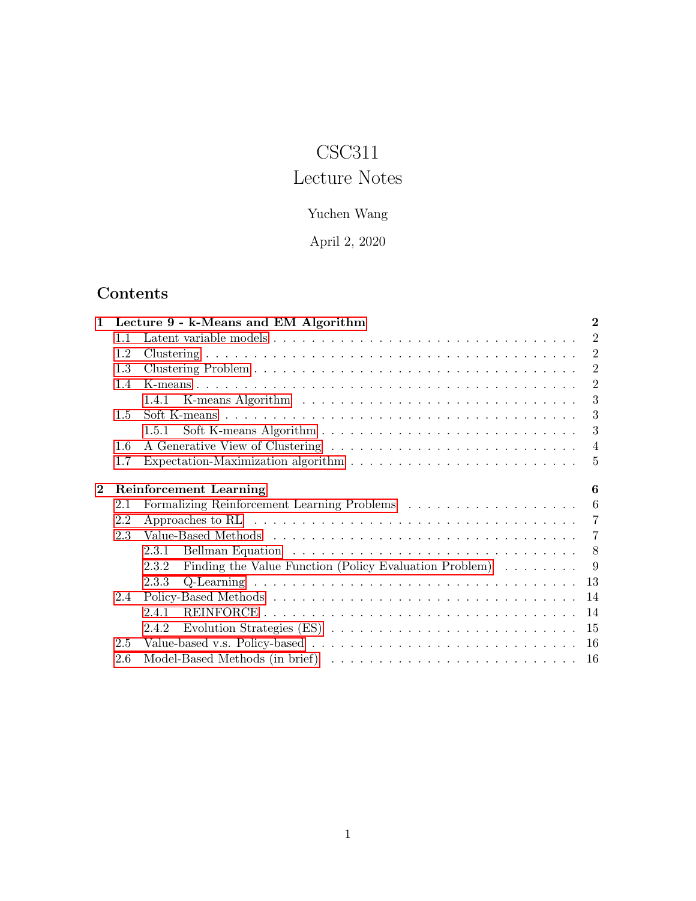# CSC311
# Lecture Notes

Yuchen Wang

April 2, 2020

## Contents

- **1 Lecture 9 - k-Means and EM Algorithm** — **2**
  - 1.1 Latent variable models — 2
  - 1.2 Clustering — 2
  - 1.3 Clustering Problem — 2
  - 1.4 K-means — 2
    - 1.4.1 K-means Algorithm — 3
  - 1.5 Soft K-means — 3
    - 1.5.1 Soft K-means Algorithm — 3
  - 1.6 A Generative View of Clustering — 4
  - 1.7 Expectation-Maximization algorithm — 5
- **2 Reinforcement Learning** — **6**
  - 2.1 Formalizing Reinforcement Learning Problems — 6
  - 2.2 Approaches to RL — 7
  - 2.3 Value-Based Methods — 7
    - 2.3.1 Bellman Equation — 8
    - 2.3.2 Finding the Value Function (Policy Evaluation Problem) — 9
    - 2.3.3 Q-Learning — 13
  - 2.4 Policy-Based Methods — 14
    - 2.4.1 REINFORCE — 14
    - 2.4.2 Evolution Strategies (ES) — 15
  - 2.5 Value-based v.s. Policy-based — 16
  - 2.6 Model-Based Methods (in brief) — 16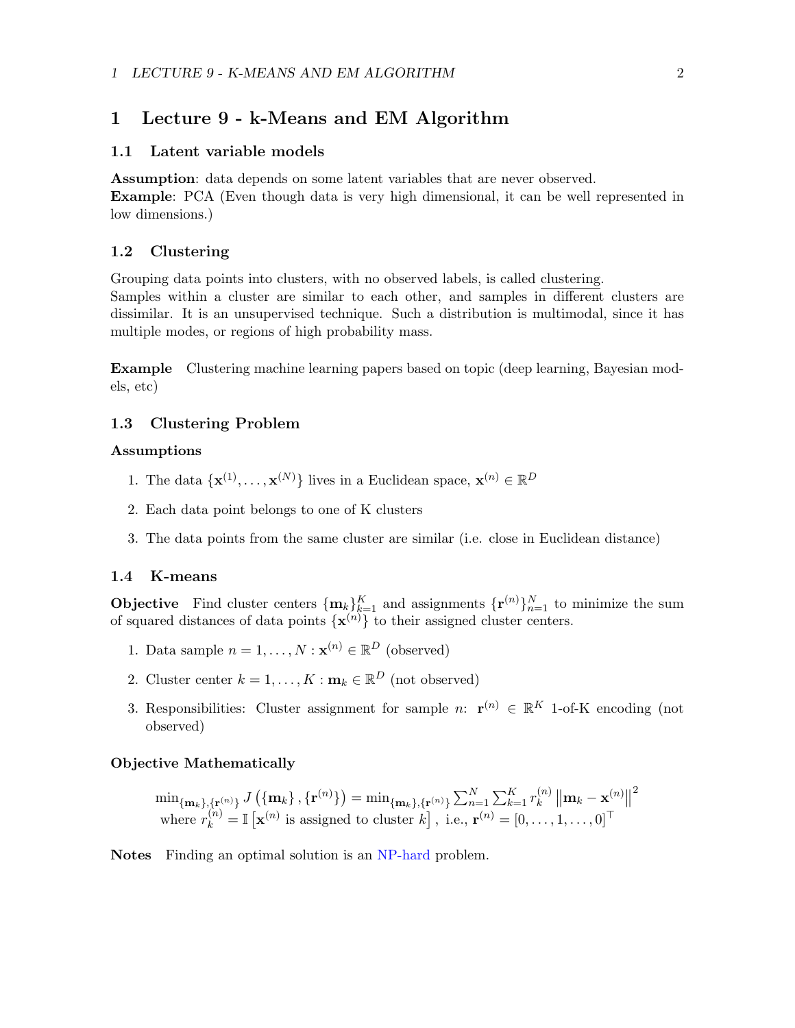# 1 Lecture 9 - k-Means and EM Algorithm

## 1.1 Latent variable models

**Assumption**: data depends on some latent variables that are never observed.
**Example**: PCA (Even though data is very high dimensional, it can be well represented in low dimensions.)

## 1.2 Clustering

Grouping data points into clusters, with no observed labels, is called <u>clustering</u>.
Samples within a cluster are similar to each other, and samples in different clusters are dissimilar. It is an unsupervised technique. Such a distribution is multimodal, since it has multiple modes, or regions of high probability mass.

**Example** Clustering machine learning papers based on topic (deep learning, Bayesian models, etc)

## 1.3 Clustering Problem

### Assumptions

1. The data $\{\mathbf{x}^{(1)}, \ldots, \mathbf{x}^{(N)}\}$ lives in a Euclidean space, $\mathbf{x}^{(n)} \in \mathbb{R}^D$
2. Each data point belongs to one of K clusters
3. The data points from the same cluster are similar (i.e. close in Euclidean distance)

## 1.4 K-means

**Objective** Find cluster centers $\{\mathbf{m}_k\}_{k=1}^K$ and assignments $\{\mathbf{r}^{(n)}\}_{n=1}^N$ to minimize the sum of squared distances of data points $\{\mathbf{x}^{(n)}\}$ to their assigned cluster centers.

1. Data sample $n = 1, \ldots, N : \mathbf{x}^{(n)} \in \mathbb{R}^D$ (observed)
2. Cluster center $k = 1, \ldots, K : \mathbf{m}_k \in \mathbb{R}^D$ (not observed)
3. Responsibilities: Cluster assignment for sample $n$: $\mathbf{r}^{(n)} \in \mathbb{R}^K$ 1-of-K encoding (not observed)

### Objective Mathematically

$$\min_{\{\mathbf{m}_k\},\{\mathbf{r}^{(n)}\}} J\left(\{\mathbf{m}_k\}, \{\mathbf{r}^{(n)}\}\right) = \min_{\{\mathbf{m}_k\},\{\mathbf{r}^{(n)}\}} \sum_{n=1}^N \sum_{k=1}^K r_k^{(n)} \left\|\mathbf{m}_k - \mathbf{x}^{(n)}\right\|^2$$
$$\text{where } r_k^{(n)} = \mathbb{I}\left[\mathbf{x}^{(n)} \text{ is assigned to cluster } k\right], \text{ i.e., } \mathbf{r}^{(n)} = [0, \ldots, 1, \ldots, 0]^\top$$

**Notes** Finding an optimal solution is an NP-hard problem.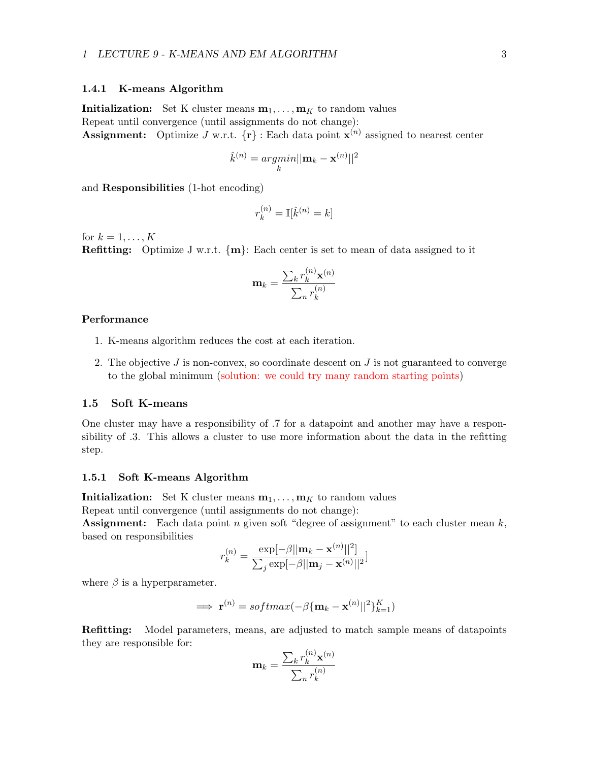### 1.4.1 K-means Algorithm

**Initialization:** Set K cluster means $\mathbf{m}_1, \ldots, \mathbf{m}_K$ to random values
Repeat until convergence (until assignments do not change):
**Assignment:** Optimize $J$ w.r.t. $\{\mathbf{r}\}$ : Each data point $\mathbf{x}^{(n)}$ assigned to nearest center

$$\hat{k}^{(n)} = \underset{k}{argmin}||\mathbf{m}_k - \mathbf{x}^{(n)}||^2$$

and **Responsibilities** (1-hot encoding)

$$r_k^{(n)} = \mathbb{I}[\hat{k}^{(n)} = k]$$

for $k = 1, \ldots, K$
**Refitting:** Optimize J w.r.t. $\{\mathbf{m}\}$: Each center is set to mean of data assigned to it

$$\mathbf{m}_k = \frac{\sum_k r_k^{(n)} \mathbf{x}^{(n)}}{\sum_n r_k^{(n)}}$$

**Performance**

1. K-means algorithm reduces the cost at each iteration.
2. The objective $J$ is non-convex, so coordinate descent on $J$ is not guaranteed to converge to the global minimum (solution: we could try many random starting points)

## 1.5 Soft K-means

One cluster may have a responsibility of .7 for a datapoint and another may have a responsibility of .3. This allows a cluster to use more information about the data in the refitting step.

### 1.5.1 Soft K-means Algorithm

**Initialization:** Set K cluster means $\mathbf{m}_1, \ldots, \mathbf{m}_K$ to random values
Repeat until convergence (until assignments do not change):
**Assignment:** Each data point $n$ given soft "degree of assignment" to each cluster mean $k$, based on responsibilities

$$r_k^{(n)} = \frac{\exp[-\beta||\mathbf{m}_k - \mathbf{x}^{(n)}||^2]}{\sum_j \exp[-\beta||\mathbf{m}_j - \mathbf{x}^{(n)}||^2}]$$

where $\beta$ is a hyperparameter.

$$\implies \mathbf{r}^{(n)} = softmax(-\beta\{\mathbf{m}_k - \mathbf{x}^{(n)}||^2\}_{k=1}^{K})$$

**Refitting:** Model parameters, means, are adjusted to match sample means of datapoints they are responsible for:

$$\mathbf{m}_k = \frac{\sum_k r_k^{(n)} \mathbf{x}^{(n)}}{\sum_n r_k^{(n)}}$$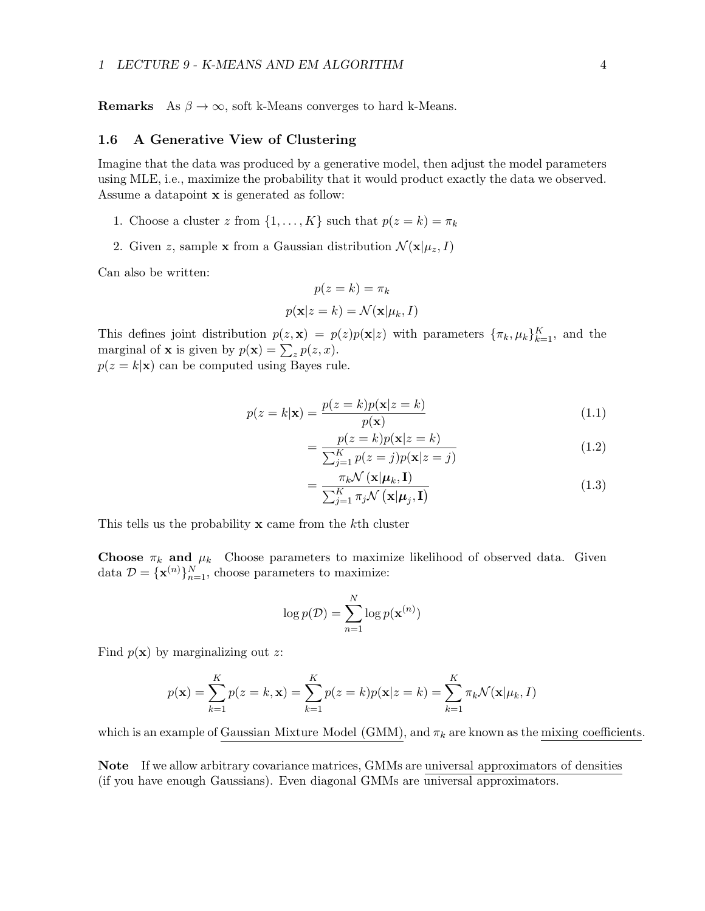**Remarks** As $\beta \to \infty$, soft k-Means converges to hard k-Means.

## 1.6 A Generative View of Clustering

Imagine that the data was produced by a generative model, then adjust the model parameters using MLE, i.e., maximize the probability that it would product exactly the data we observed. Assume a datapoint $\mathbf{x}$ is generated as follow:

1. Choose a cluster $z$ from $\{1, \ldots, K\}$ such that $p(z = k) = \pi_k$
2. Given $z$, sample $\mathbf{x}$ from a Gaussian distribution $\mathcal{N}(\mathbf{x}|\mu_z, I)$

Can also be written:

$$p(z = k) = \pi_k$$

$$p(\mathbf{x}|z = k) = \mathcal{N}(\mathbf{x}|\mu_k, I)$$

This defines joint distribution $p(z, \mathbf{x}) = p(z)p(\mathbf{x}|z)$ with parameters $\{\pi_k, \mu_k\}_{k=1}^{K}$, and the marginal of $\mathbf{x}$ is given by $p(\mathbf{x}) = \sum_z p(z, x)$.
$p(z = k|\mathbf{x})$ can be computed using Bayes rule.

$$p(z = k|\mathbf{x}) = \frac{p(z = k)p(\mathbf{x}|z = k)}{p(\mathbf{x})} \tag{1.1}$$

$$= \frac{p(z = k)p(\mathbf{x}|z = k)}{\sum_{j=1}^{K} p(z = j)p(\mathbf{x}|z = j)} \tag{1.2}$$

$$= \frac{\pi_k \mathcal{N}(\mathbf{x}|\boldsymbol{\mu}_k, \mathbf{I})}{\sum_{j=1}^{K} \pi_j \mathcal{N}(\mathbf{x}|\boldsymbol{\mu}_j, \mathbf{I})} \tag{1.3}$$

This tells us the probability $\mathbf{x}$ came from the $k$th cluster

**Choose $\pi_k$ and $\mu_k$** Choose parameters to maximize likelihood of observed data. Given data $\mathcal{D} = \{\mathbf{x}^{(n)}\}_{n=1}^{N}$, choose parameters to maximize:

$$\log p(\mathcal{D}) = \sum_{n=1}^{N} \log p(\mathbf{x}^{(n)})$$

Find $p(\mathbf{x})$ by marginalizing out $z$:

$$p(\mathbf{x}) = \sum_{k=1}^{K} p(z = k, \mathbf{x}) = \sum_{k=1}^{K} p(z = k)p(\mathbf{x}|z = k) = \sum_{k=1}^{K} \pi_k \mathcal{N}(\mathbf{x}|\mu_k, I)$$

which is an example of Gaussian Mixture Model (GMM), and $\pi_k$ are known as the mixing coefficients.

**Note** If we allow arbitrary covariance matrices, GMMs are universal approximators of densities (if you have enough Gaussians). Even diagonal GMMs are universal approximators.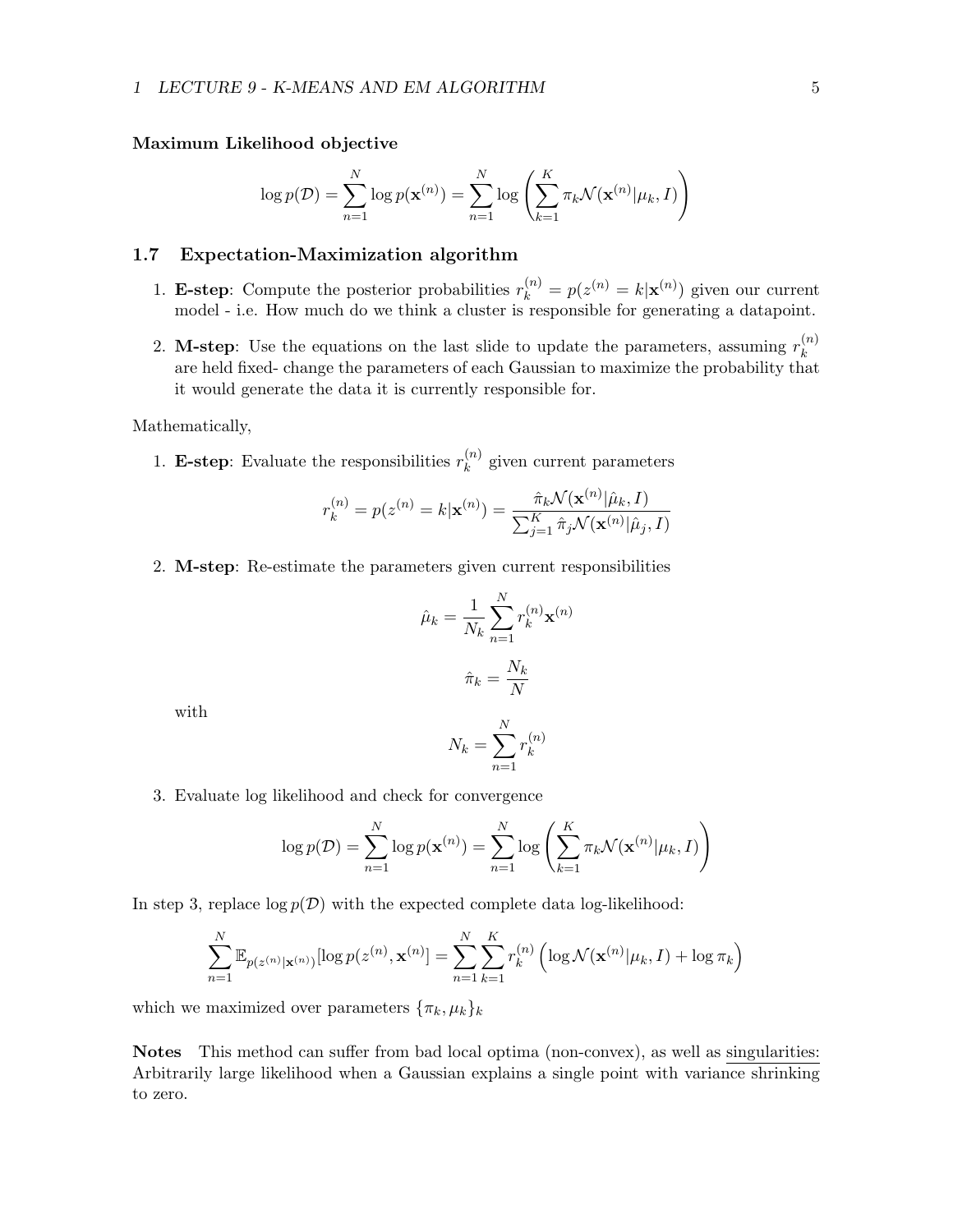**Maximum Likelihood objective**

$$\log p(\mathcal{D}) = \sum_{n=1}^{N} \log p(\mathbf{x}^{(n)}) = \sum_{n=1}^{N} \log \left( \sum_{k=1}^{K} \pi_k \mathcal{N}(\mathbf{x}^{(n)} | \mu_k, I) \right)$$

### 1.7 Expectation-Maximization algorithm

1. **E-step**: Compute the posterior probabilities $r_k^{(n)} = p(z^{(n)} = k | \mathbf{x}^{(n)})$ given our current model - i.e. How much do we think a cluster is responsible for generating a datapoint.
2. **M-step**: Use the equations on the last slide to update the parameters, assuming $r_k^{(n)}$ are held fixed- change the parameters of each Gaussian to maximize the probability that it would generate the data it is currently responsible for.

Mathematically,

1. **E-step**: Evaluate the responsibilities $r_k^{(n)}$ given current parameters

$$r_k^{(n)} = p(z^{(n)} = k | \mathbf{x}^{(n)}) = \frac{\hat{\pi}_k \mathcal{N}(\mathbf{x}^{(n)} | \hat{\mu}_k, I)}{\sum_{j=1}^{K} \hat{\pi}_j \mathcal{N}(\mathbf{x}^{(n)} | \hat{\mu}_j, I)}$$

2. **M-step**: Re-estimate the parameters given current responsibilities

$$\hat{\mu}_k = \frac{1}{N_k} \sum_{n=1}^{N} r_k^{(n)} \mathbf{x}^{(n)}$$

$$\hat{\pi}_k = \frac{N_k}{N}$$

with

$$N_k = \sum_{n=1}^{N} r_k^{(n)}$$

3. Evaluate log likelihood and check for convergence

$$\log p(\mathcal{D}) = \sum_{n=1}^{N} \log p(\mathbf{x}^{(n)}) = \sum_{n=1}^{N} \log \left( \sum_{k=1}^{K} \pi_k \mathcal{N}(\mathbf{x}^{(n)} | \mu_k, I) \right)$$

In step 3, replace $\log p(\mathcal{D})$ with the expected complete data log-likelihood:

$$\sum_{n=1}^{N} \mathbb{E}_{p(z^{(n)} | \mathbf{x}^{(n)})} [\log p(z^{(n)}, \mathbf{x}^{(n)}] = \sum_{n=1}^{N} \sum_{k=1}^{K} r_k^{(n)} \left( \log \mathcal{N}(\mathbf{x}^{(n)} | \mu_k, I) + \log \pi_k \right)$$

which we maximized over parameters $\{\pi_k, \mu_k\}_k$

**Notes** This method can suffer from bad local optima (non-convex), as well as singularities: Arbitrarily large likelihood when a Gaussian explains a single point with variance shrinking to zero.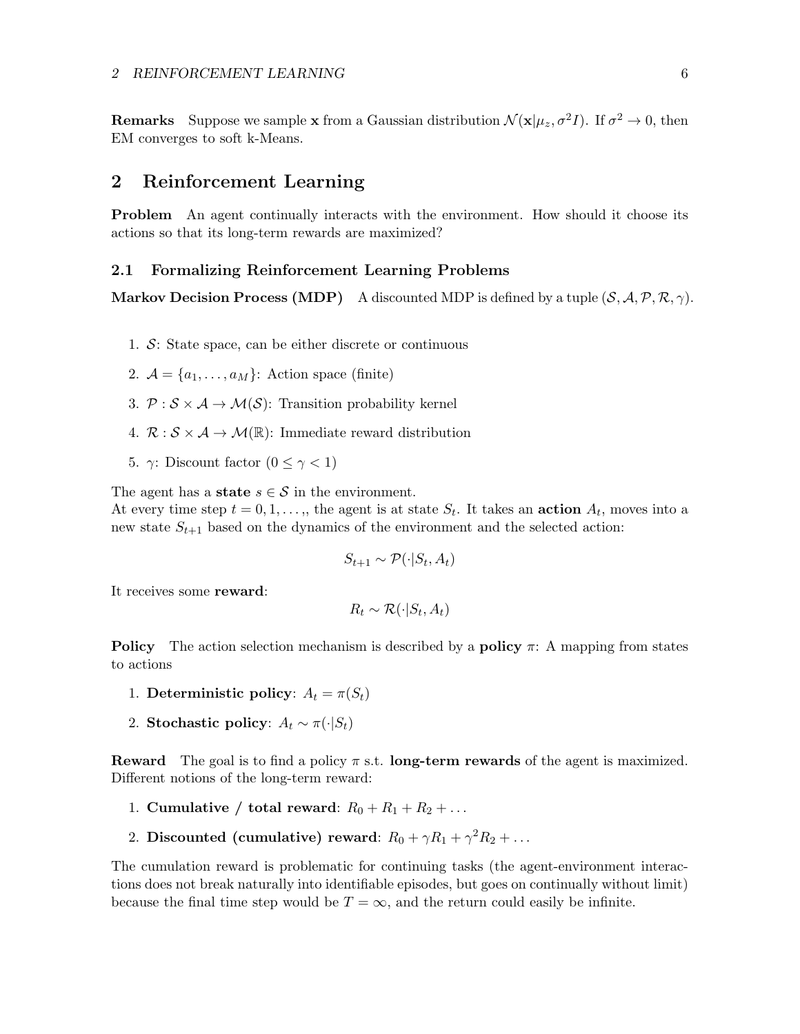**Remarks** Suppose we sample $\mathbf{x}$ from a Gaussian distribution $\mathcal{N}(\mathbf{x}|\mu_z, \sigma^2 I)$. If $\sigma^2 \to 0$, then EM converges to soft k-Means.

## 2 Reinforcement Learning

**Problem** An agent continually interacts with the environment. How should it choose its actions so that its long-term rewards are maximized?

### 2.1 Formalizing Reinforcement Learning Problems

**Markov Decision Process (MDP)** A discounted MDP is defined by a tuple $(\mathcal{S}, \mathcal{A}, \mathcal{P}, \mathcal{R}, \gamma)$.

1. $\mathcal{S}$: State space, can be either discrete or continuous
2. $\mathcal{A} = \{a_1, \ldots, a_M\}$: Action space (finite)
3. $\mathcal{P} : \mathcal{S} \times \mathcal{A} \to \mathcal{M}(\mathcal{S})$: Transition probability kernel
4. $\mathcal{R} : \mathcal{S} \times \mathcal{A} \to \mathcal{M}(\mathbb{R})$: Immediate reward distribution
5. $\gamma$: Discount factor ($0 \leq \gamma < 1$)

The agent has a **state** $s \in \mathcal{S}$ in the environment.
At every time step $t = 0, 1, \ldots,$, the agent is at state $S_t$. It takes an **action** $A_t$, moves into a new state $S_{t+1}$ based on the dynamics of the environment and the selected action:

$$S_{t+1} \sim \mathcal{P}(\cdot|S_t, A_t)$$

It receives some **reward**:

$$R_t \sim \mathcal{R}(\cdot|S_t, A_t)$$

**Policy** The action selection mechanism is described by a **policy** $\pi$: A mapping from states to actions

1. **Deterministic policy**: $A_t = \pi(S_t)$
2. **Stochastic policy**: $A_t \sim \pi(\cdot|S_t)$

**Reward** The goal is to find a policy $\pi$ s.t. **long-term rewards** of the agent is maximized. Different notions of the long-term reward:

1. **Cumulative / total reward**: $R_0 + R_1 + R_2 + \ldots$
2. **Discounted (cumulative) reward**: $R_0 + \gamma R_1 + \gamma^2 R_2 + \ldots$

The cumulation reward is problematic for continuing tasks (the agent-environment interactions does not break naturally into identifiable episodes, but goes on continually without limit) because the final time step would be $T = \infty$, and the return could easily be infinite.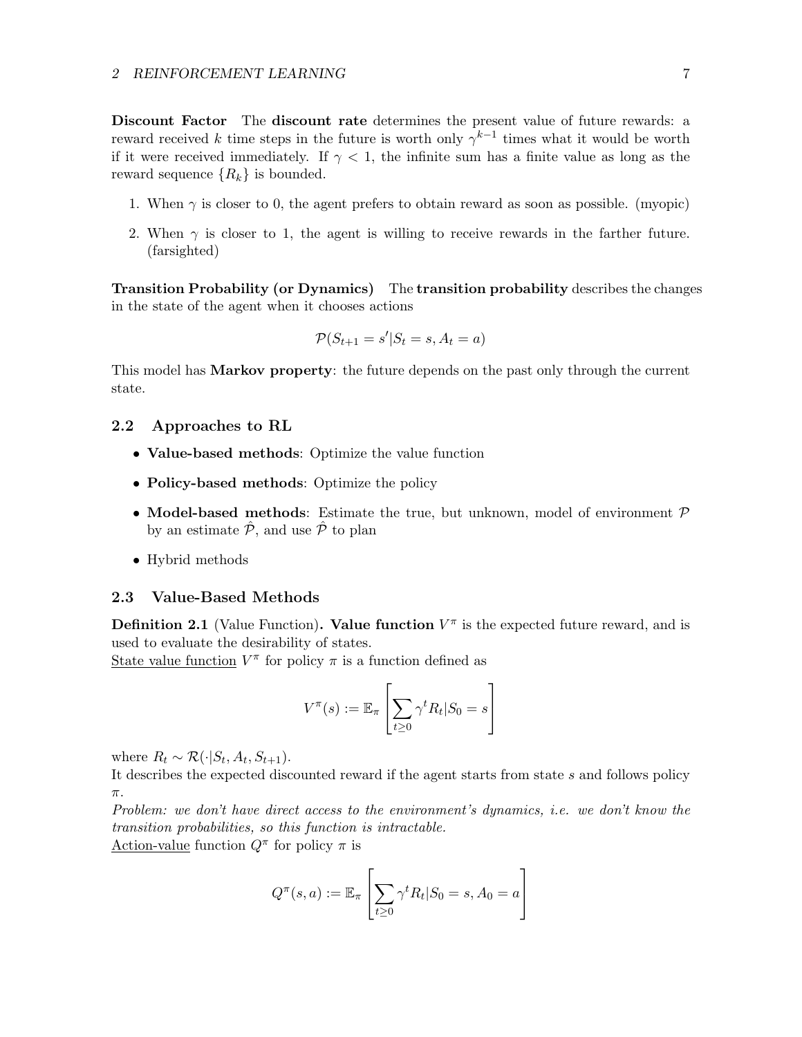**Discount Factor** The **discount rate** determines the present value of future rewards: a reward received $k$ time steps in the future is worth only $\gamma^{k-1}$ times what it would be worth if it were received immediately. If $\gamma < 1$, the infinite sum has a finite value as long as the reward sequence $\{R_k\}$ is bounded.

1. When $\gamma$ is closer to 0, the agent prefers to obtain reward as soon as possible. (myopic)
2. When $\gamma$ is closer to 1, the agent is willing to receive rewards in the farther future. (farsighted)

**Transition Probability (or Dynamics)** The **transition probability** describes the changes in the state of the agent when it chooses actions

$$\mathcal{P}(S_{t+1} = s' | S_t = s, A_t = a)$$

This model has **Markov property**: the future depends on the past only through the current state.

### 2.2 Approaches to RL

- **Value-based methods**: Optimize the value function
- **Policy-based methods**: Optimize the policy
- **Model-based methods**: Estimate the true, but unknown, model of environment $\mathcal{P}$ by an estimate $\hat{\mathcal{P}}$, and use $\hat{\mathcal{P}}$ to plan
- Hybrid methods

### 2.3 Value-Based Methods

**Definition 2.1** (Value Function)**. Value function** $V^\pi$ is the expected future reward, and is used to evaluate the desirability of states.
State value function $V^\pi$ for policy $\pi$ is a function defined as

$$V^\pi(s) := \mathbb{E}_\pi \left[ \sum_{t \geq 0} \gamma^t R_t | S_0 = s \right]$$

where $R_t \sim \mathcal{R}(\cdot | S_t, A_t, S_{t+1})$.
It describes the expected discounted reward if the agent starts from state $s$ and follows policy $\pi$.
*Problem: we don't have direct access to the environment's dynamics, i.e. we don't know the transition probabilities, so this function is intractable.*
Action-value function $Q^\pi$ for policy $\pi$ is

$$Q^\pi(s, a) := \mathbb{E}_\pi \left[ \sum_{t \geq 0} \gamma^t R_t | S_0 = s, A_0 = a \right]$$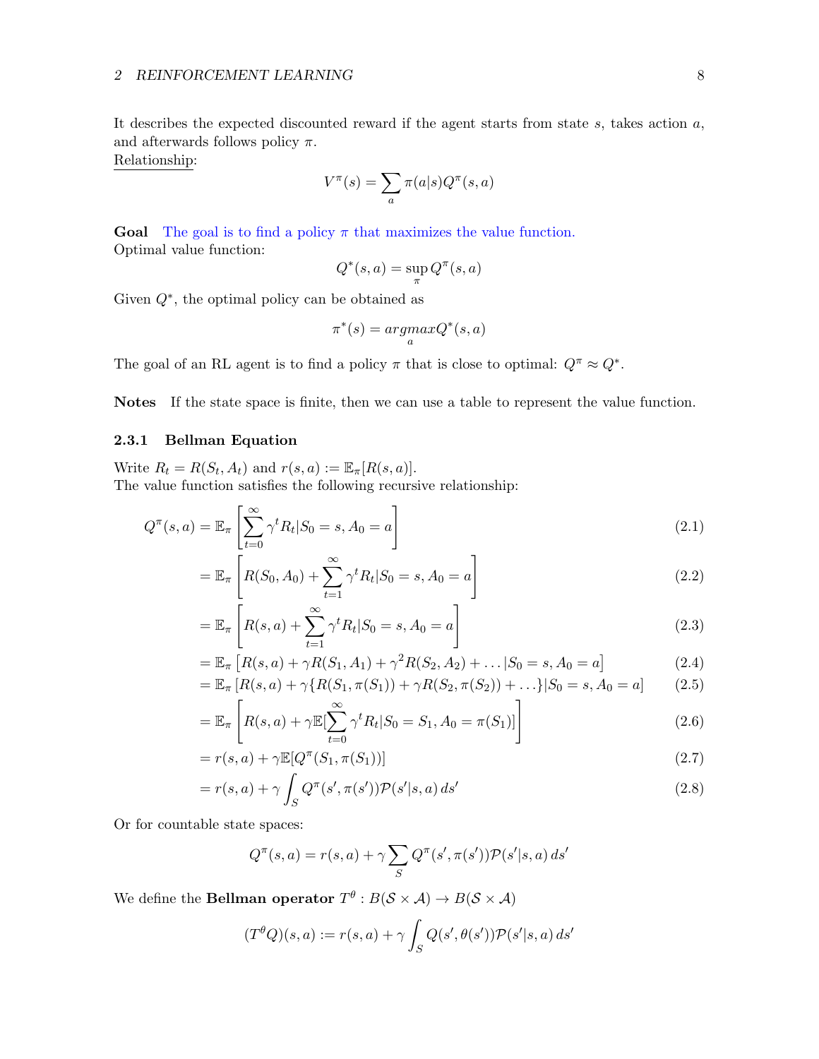It describes the expected discounted reward if the agent starts from state $s$, takes action $a$, and afterwards follows policy $\pi$.
Relationship:

$$V^\pi(s) = \sum_a \pi(a|s) Q^\pi(s,a)$$

**Goal** The goal is to find a policy $\pi$ that maximizes the value function.
Optimal value function:

$$Q^*(s,a) = \sup_\pi Q^\pi(s,a)$$

Given $Q^*$, the optimal policy can be obtained as

$$\pi^*(s) = \underset{a}{argmax} Q^*(s,a)$$

The goal of an RL agent is to find a policy $\pi$ that is close to optimal: $Q^\pi \approx Q^*$.

**Notes** If the state space is finite, then we can use a table to represent the value function.

### 2.3.1 Bellman Equation

Write $R_t = R(S_t, A_t)$ and $r(s,a) := \mathbb{E}_\pi[R(s,a)]$.
The value function satisfies the following recursive relationship:

$$\begin{aligned}
Q^\pi(s,a) &= \mathbb{E}_\pi\left[\sum_{t=0}^{\infty} \gamma^t R_t | S_0 = s, A_0 = a\right] && (2.1)\\
&= \mathbb{E}_\pi\left[R(S_0, A_0) + \sum_{t=1}^{\infty} \gamma^t R_t | S_0 = s, A_0 = a\right] && (2.2)\\
&= \mathbb{E}_\pi\left[R(s,a) + \sum_{t=1}^{\infty} \gamma^t R_t | S_0 = s, A_0 = a\right] && (2.3)\\
&= \mathbb{E}_\pi\left[R(s,a) + \gamma R(S_1, A_1) + \gamma^2 R(S_2, A_2) + \ldots | S_0 = s, A_0 = a\right] && (2.4)\\
&= \mathbb{E}_\pi\left[R(s,a) + \gamma\{R(S_1, \pi(S_1)) + \gamma R(S_2, \pi(S_2)) + \ldots\} | S_0 = s, A_0 = a\right] && (2.5)\\
&= \mathbb{E}_\pi\left[R(s,a) + \gamma \mathbb{E}[\sum_{t=0}^{\infty} \gamma^t R_t | S_0 = S_1, A_0 = \pi(S_1)]\right] && (2.6)\\
&= r(s,a) + \gamma \mathbb{E}[Q^\pi(S_1, \pi(S_1))] && (2.7)\\
&= r(s,a) + \gamma \int_S Q^\pi(s', \pi(s')) \mathcal{P}(s'|s,a)\, ds' && (2.8)
\end{aligned}$$

Or for countable state spaces:

$$Q^\pi(s,a) = r(s,a) + \gamma \sum_S Q^\pi(s', \pi(s')) \mathcal{P}(s'|s,a)\, ds'$$

We define the **Bellman operator** $T^\theta : B(\mathcal{S} \times \mathcal{A}) \to B(\mathcal{S} \times \mathcal{A})$

$$(T^\theta Q)(s,a) := r(s,a) + \gamma \int_S Q(s', \theta(s')) \mathcal{P}(s'|s,a)\, ds'$$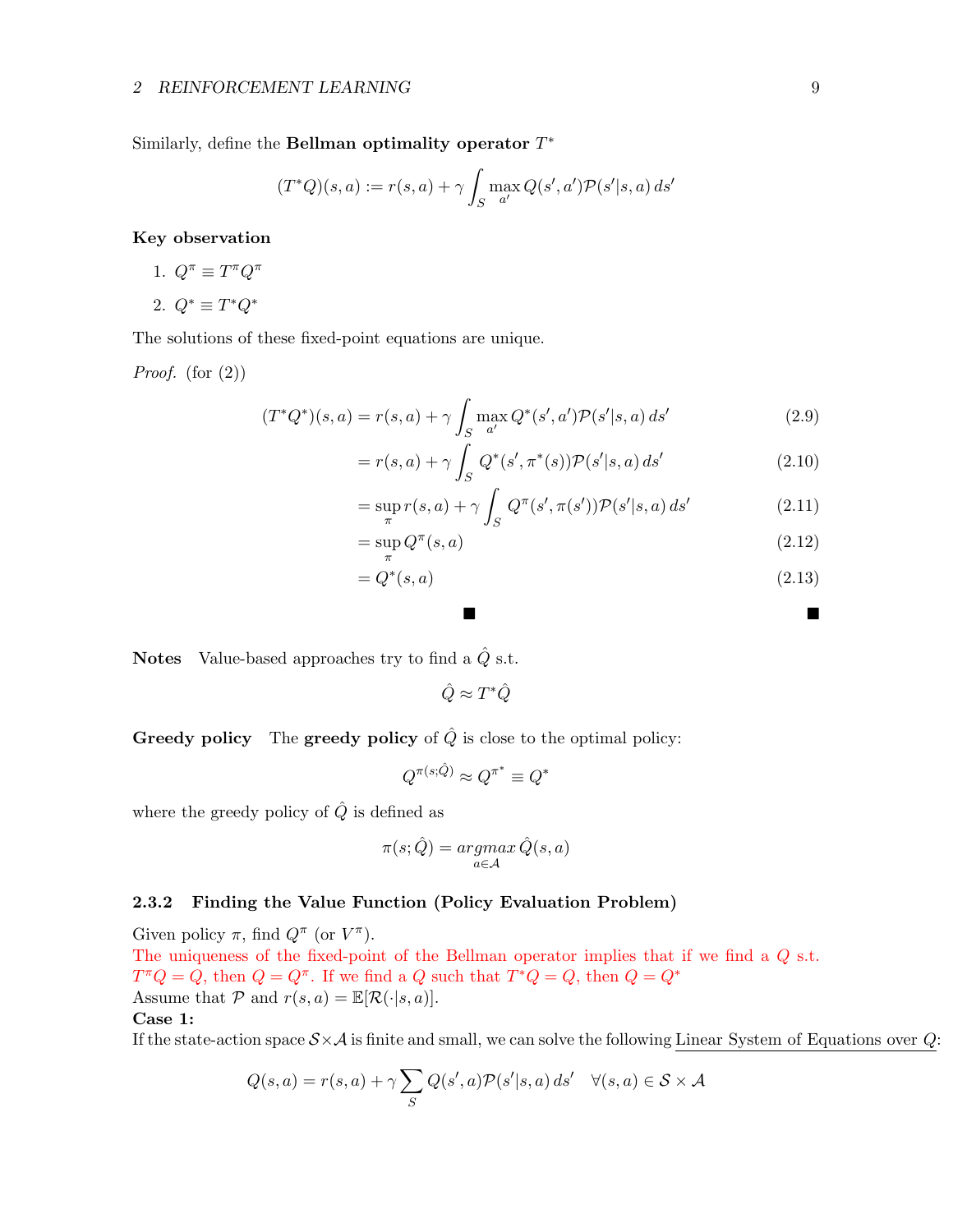Similarly, define the **Bellman optimality operator** $T^*$

$$(T^*Q)(s,a) := r(s,a) + \gamma \int_S \max_{a'} Q(s',a')\mathcal{P}(s'|s,a)\,ds'$$

**Key observation**

1. $Q^\pi \equiv T^\pi Q^\pi$
2. $Q^* \equiv T^* Q^*$

The solutions of these fixed-point equations are unique.

*Proof.* (for (2))

$$(T^*Q^*)(s,a) = r(s,a) + \gamma \int_S \max_{a'} Q^*(s',a')\mathcal{P}(s'|s,a)\,ds' \tag{2.9}$$

$$= r(s,a) + \gamma \int_S Q^*(s',\pi^*(s))\mathcal{P}(s'|s,a)\,ds' \tag{2.10}$$

$$= \sup_\pi r(s,a) + \gamma \int_S Q^\pi(s',\pi(s'))\mathcal{P}(s'|s,a)\,ds' \tag{2.11}$$

$$= \sup_\pi Q^\pi(s,a) \tag{2.12}$$

$$= Q^*(s,a) \tag{2.13}$$

■ ■

**Notes** Value-based approaches try to find a $\hat{Q}$ s.t.

$$\hat{Q} \approx T^*\hat{Q}$$

**Greedy policy** The **greedy policy** of $\hat{Q}$ is close to the optimal policy:

$$Q^{\pi(s;\hat{Q})} \approx Q^{\pi^*} \equiv Q^*$$

where the greedy policy of $\hat{Q}$ is defined as

$$\pi(s;\hat{Q}) = \underset{a\in\mathcal{A}}{argmax}\,\hat{Q}(s,a)$$

### 2.3.2 Finding the Value Function (Policy Evaluation Problem)

Given policy $\pi$, find $Q^\pi$ (or $V^\pi$).
The uniqueness of the fixed-point of the Bellman operator implies that if we find a $Q$ s.t. $T^\pi Q = Q$, then $Q = Q^\pi$. If we find a $Q$ such that $T^*Q = Q$, then $Q = Q^*$
Assume that $\mathcal{P}$ and $r(s,a) = \mathbb{E}[\mathcal{R}(\cdot|s,a)]$.
**Case 1:**
If the state-action space $\mathcal{S}\times\mathcal{A}$ is finite and small, we can solve the following Linear System of Equations over $Q$:

$$Q(s,a) = r(s,a) + \gamma \sum_S Q(s',a)\mathcal{P}(s'|s,a)\,ds' \quad \forall(s,a) \in \mathcal{S}\times\mathcal{A}$$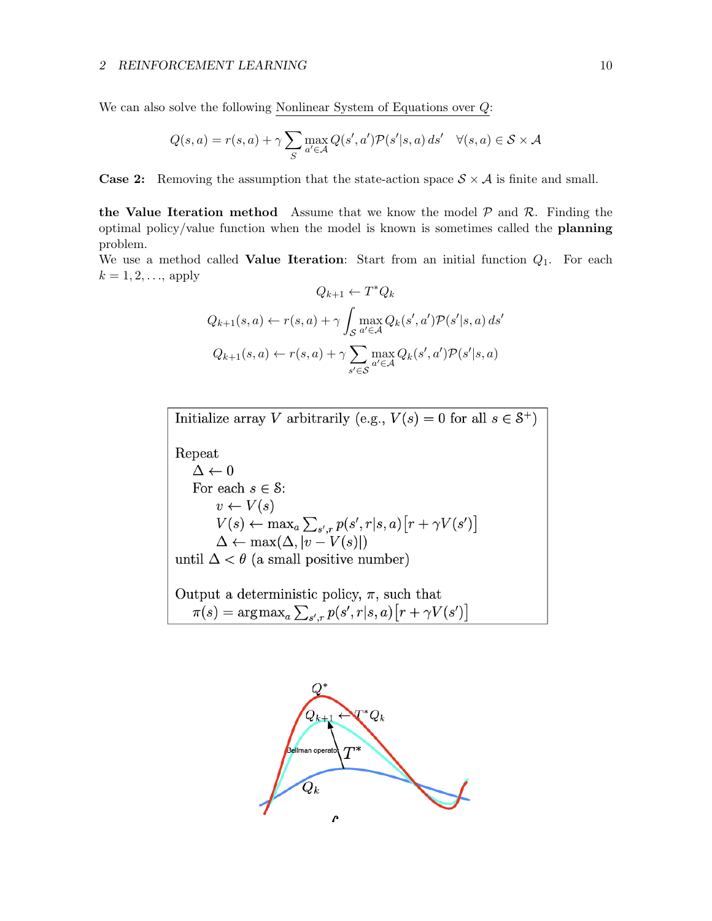We can also solve the following Nonlinear System of Equations over $Q$:

$$Q(s,a) = r(s,a) + \gamma \sum_{S} \max_{a' \in \mathcal{A}} Q(s',a') \mathcal{P}(s'|s,a)\, ds' \quad \forall (s,a) \in \mathcal{S} \times \mathcal{A}$$

**Case 2:** Removing the assumption that the state-action space $\mathcal{S} \times \mathcal{A}$ is finite and small.

**the Value Iteration method** Assume that we know the model $\mathcal{P}$ and $\mathcal{R}$. Finding the optimal policy/value function when the model is known is sometimes called the **planning** problem.

We use a method called **Value Iteration**: Start from an initial function $Q_1$. For each $k = 1, 2, \ldots$, apply

$$Q_{k+1} \leftarrow T^* Q_k$$

$$Q_{k+1}(s,a) \leftarrow r(s,a) + \gamma \int_{\mathcal{S}} \max_{a' \in \mathcal{A}} Q_k(s',a') \mathcal{P}(s'|s,a)\, ds'$$

$$Q_{k+1}(s,a) \leftarrow r(s,a) + \gamma \sum_{s' \in \mathcal{S}} \max_{a' \in \mathcal{A}} Q_k(s',a') \mathcal{P}(s'|s,a)$$

```
Initialize array V arbitrarily (e.g., V(s) = 0 for all s ∈ S+)

Repeat
    Δ ← 0
    For each s ∈ S:
        v ← V(s)
        V(s) ← max_a Σ_{s',r} p(s',r|s,a)[r + γV(s')]
        Δ ← max(Δ, |v − V(s)|)
until Δ < θ (a small positive number)

Output a deterministic policy, π, such that
    π(s) = argmax_a Σ_{s',r} p(s',r|s,a)[r + γV(s')]
```

$Q^*$

$Q_{k+1} \leftarrow T^* Q_k$

Bellman operator $T^*$

$Q_k$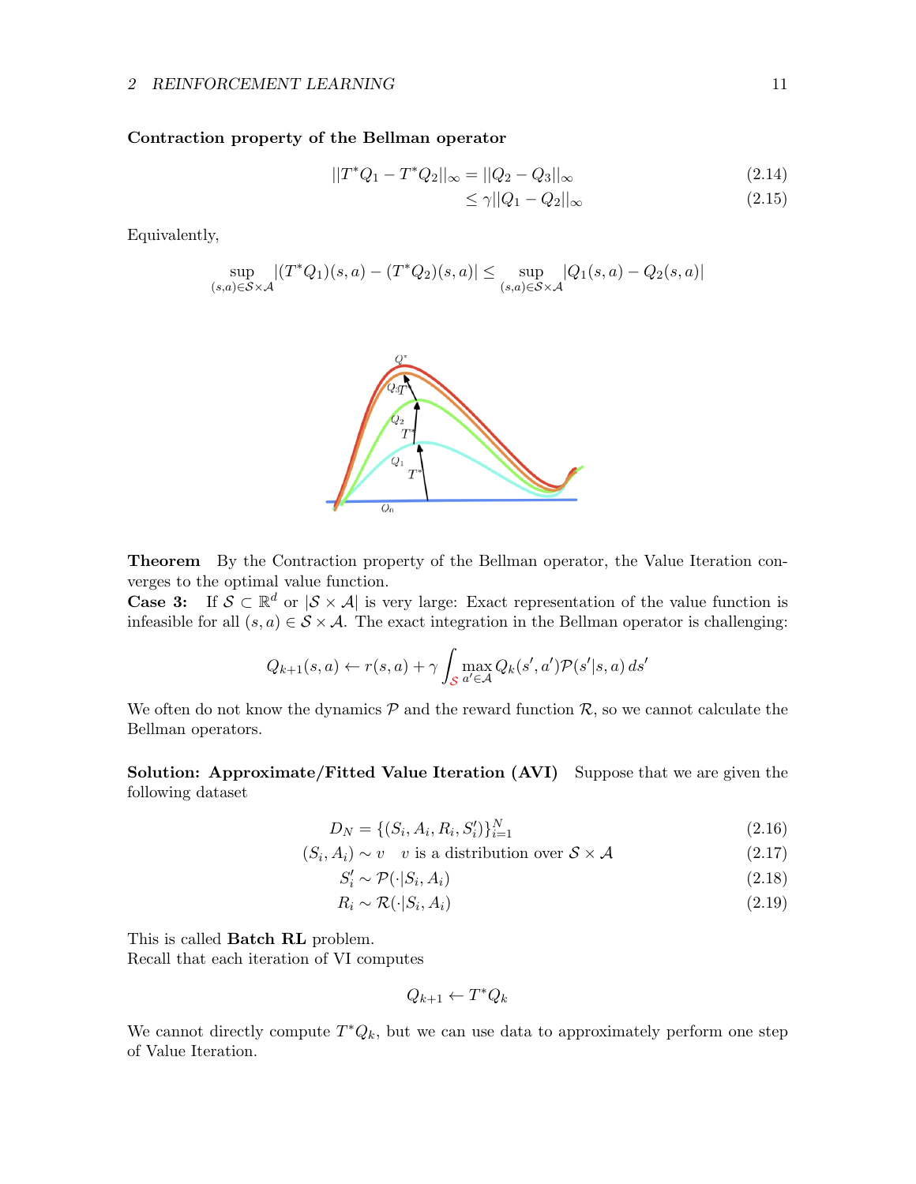**Contraction property of the Bellman operator**

$$||T^*Q_1 - T^*Q_2||_\infty = ||Q_2 - Q_3||_\infty \tag{2.14}$$
$$\leq \gamma ||Q_1 - Q_2||_\infty \tag{2.15}$$

Equivalently,

$$\sup_{(s,a)\in\mathcal{S}\times\mathcal{A}} |(T^*Q_1)(s,a) - (T^*Q_2)(s,a)| \leq \sup_{(s,a)\in\mathcal{S}\times\mathcal{A}} |Q_1(s,a) - Q_2(s,a)|$$

**Theorem** By the Contraction property of the Bellman operator, the Value Iteration converges to the optimal value function.
**Case 3:** If $\mathcal{S} \subset \mathbb{R}^d$ or $|\mathcal{S}\times\mathcal{A}|$ is very large: Exact representation of the value function is infeasible for all $(s,a) \in \mathcal{S}\times\mathcal{A}$. The exact integration in the Bellman operator is challenging:

$$Q_{k+1}(s,a) \leftarrow r(s,a) + \gamma \int_{\mathcal{S}} \max_{a'\in\mathcal{A}} Q_k(s',a')\mathcal{P}(s'|s,a)\, ds'$$

We often do not know the dynamics $\mathcal{P}$ and the reward function $\mathcal{R}$, so we cannot calculate the Bellman operators.

**Solution: Approximate/Fitted Value Iteration (AVI)** Suppose that we are given the following dataset

$$D_N = \{(S_i, A_i, R_i, S_i')\}_{i=1}^N \tag{2.16}$$
$$(S_i, A_i) \sim v \quad v \text{ is a distribution over } \mathcal{S}\times\mathcal{A} \tag{2.17}$$
$$S_i' \sim \mathcal{P}(\cdot|S_i, A_i) \tag{2.18}$$
$$R_i \sim \mathcal{R}(\cdot|S_i, A_i) \tag{2.19}$$

This is called **Batch RL** problem.
Recall that each iteration of VI computes

$$Q_{k+1} \leftarrow T^*Q_k$$

We cannot directly compute $T^*Q_k$, but we can use data to approximately perform one step of Value Iteration.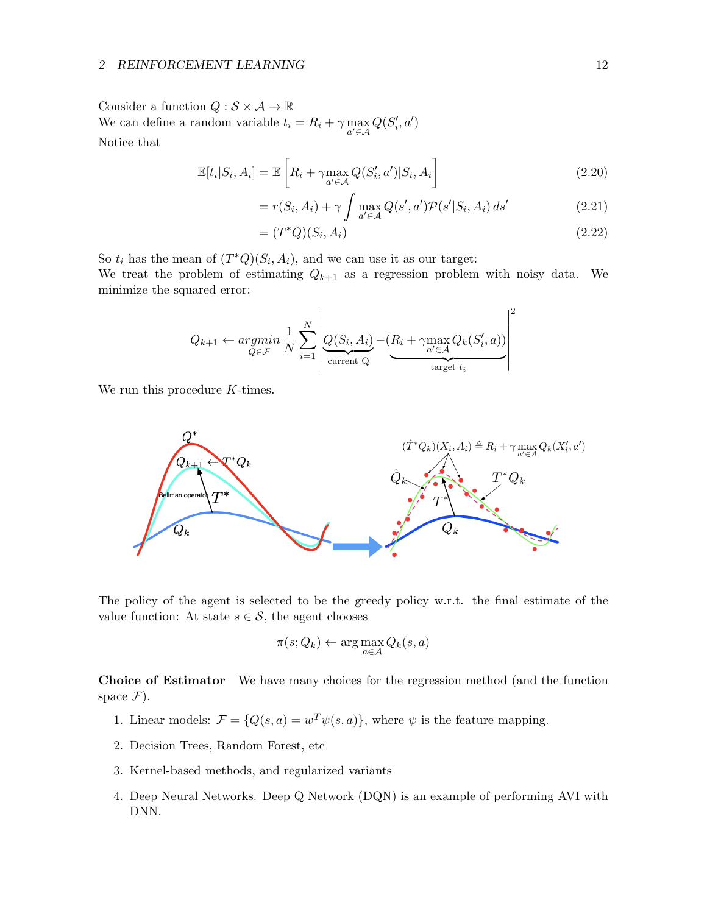Consider a function $Q : \mathcal{S} \times \mathcal{A} \to \mathbb{R}$
We can define a random variable $t_i = R_i + \gamma \max_{a' \in \mathcal{A}} Q(S'_i, a')$
Notice that

$$\mathbb{E}[t_i | S_i, A_i] = \mathbb{E}\left[R_i + \gamma \max_{a' \in \mathcal{A}} Q(S'_i, a') | S_i, A_i\right] \tag{2.20}$$

$$= r(S_i, A_i) + \gamma \int \max_{a' \in \mathcal{A}} Q(s', a') \mathcal{P}(s' | S_i, A_i)\, ds' \tag{2.21}$$

$$= (T^* Q)(S_i, A_i) \tag{2.22}$$

So $t_i$ has the mean of $(T^*Q)(S_i, A_i)$, and we can use it as our target:
We treat the problem of estimating $Q_{k+1}$ as a regression problem with noisy data. We minimize the squared error:

$$Q_{k+1} \leftarrow \underset{Q \in \mathcal{F}}{argmin} \frac{1}{N} \sum_{i=1}^{N} \left| \underbrace{Q(S_i, A_i)}_{\text{current Q}} - \underbrace{(R_i + \gamma \max_{a' \in \mathcal{A}} Q_k(S'_i, a))}_{\text{target } t_i} \right|^2$$

We run this procedure $K$-times.

The policy of the agent is selected to be the greedy policy w.r.t. the final estimate of the value function: At state $s \in \mathcal{S}$, the agent chooses

$$\pi(s; Q_k) \leftarrow \arg \max_{a \in \mathcal{A}} Q_k(s, a)$$

**Choice of Estimator** We have many choices for the regression method (and the function space $\mathcal{F}$).

1. Linear models: $\mathcal{F} = \{Q(s, a) = w^T \psi(s, a)\}$, where $\psi$ is the feature mapping.
2. Decision Trees, Random Forest, etc
3. Kernel-based methods, and regularized variants
4. Deep Neural Networks. Deep Q Network (DQN) is an example of performing AVI with DNN.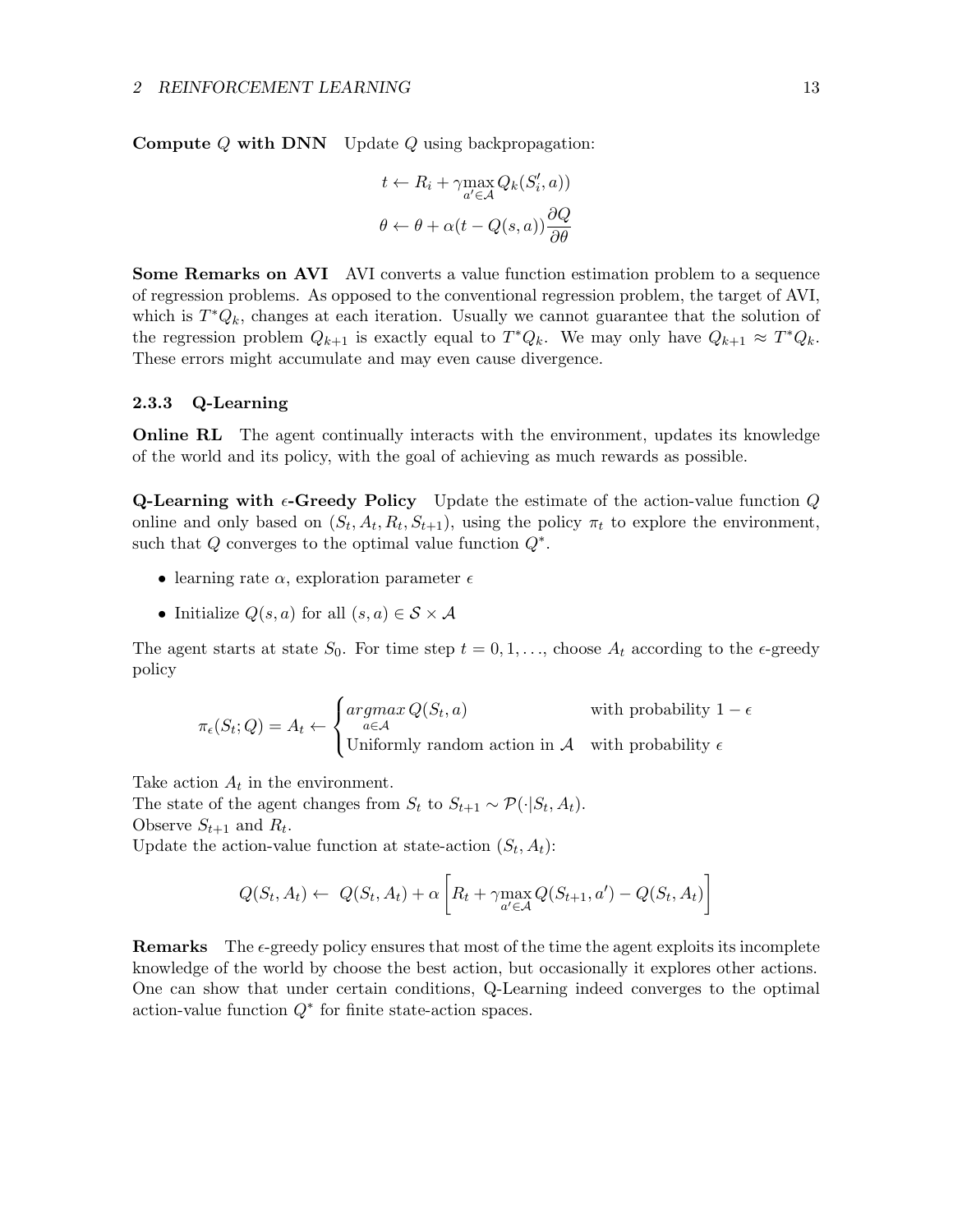**Compute $Q$ with DNN** Update $Q$ using backpropagation:

$$t \leftarrow R_i + \gamma \max_{a' \in \mathcal{A}} Q_k(S_i', a))$$

$$\theta \leftarrow \theta + \alpha(t - Q(s, a)) \frac{\partial Q}{\partial \theta}$$

**Some Remarks on AVI** AVI converts a value function estimation problem to a sequence of regression problems. As opposed to the conventional regression problem, the target of AVI, which is $T^* Q_k$, changes at each iteration. Usually we cannot guarantee that the solution of the regression problem $Q_{k+1}$ is exactly equal to $T^* Q_k$. We may only have $Q_{k+1} \approx T^* Q_k$. These errors might accumulate and may even cause divergence.

### 2.3.3 Q-Learning

**Online RL** The agent continually interacts with the environment, updates its knowledge of the world and its policy, with the goal of achieving as much rewards as possible.

**Q-Learning with $\epsilon$-Greedy Policy** Update the estimate of the action-value function $Q$ online and only based on $(S_t, A_t, R_t, S_{t+1})$, using the policy $\pi_t$ to explore the environment, such that $Q$ converges to the optimal value function $Q^*$.

- learning rate $\alpha$, exploration parameter $\epsilon$
- Initialize $Q(s, a)$ for all $(s, a) \in \mathcal{S} \times \mathcal{A}$

The agent starts at state $S_0$. For time step $t = 0, 1, \ldots$, choose $A_t$ according to the $\epsilon$-greedy policy

$$\pi_\epsilon(S_t; Q) = A_t \leftarrow \begin{cases} \underset{a \in \mathcal{A}}{argmax}\, Q(S_t, a) & \text{with probability } 1 - \epsilon \\ \text{Uniformly random action in } \mathcal{A} & \text{with probability } \epsilon \end{cases}$$

Take action $A_t$ in the environment.
The state of the agent changes from $S_t$ to $S_{t+1} \sim \mathcal{P}(\cdot | S_t, A_t)$.
Observe $S_{t+1}$ and $R_t$.
Update the action-value function at state-action $(S_t, A_t)$:

$$Q(S_t, A_t) \leftarrow \; Q(S_t, A_t) + \alpha \left[ R_t + \gamma \max_{a' \in \mathcal{A}} Q(S_{t+1}, a') - Q(S_t, A_t) \right]$$

**Remarks** The $\epsilon$-greedy policy ensures that most of the time the agent exploits its incomplete knowledge of the world by choose the best action, but occasionally it explores other actions. One can show that under certain conditions, Q-Learning indeed converges to the optimal action-value function $Q^*$ for finite state-action spaces.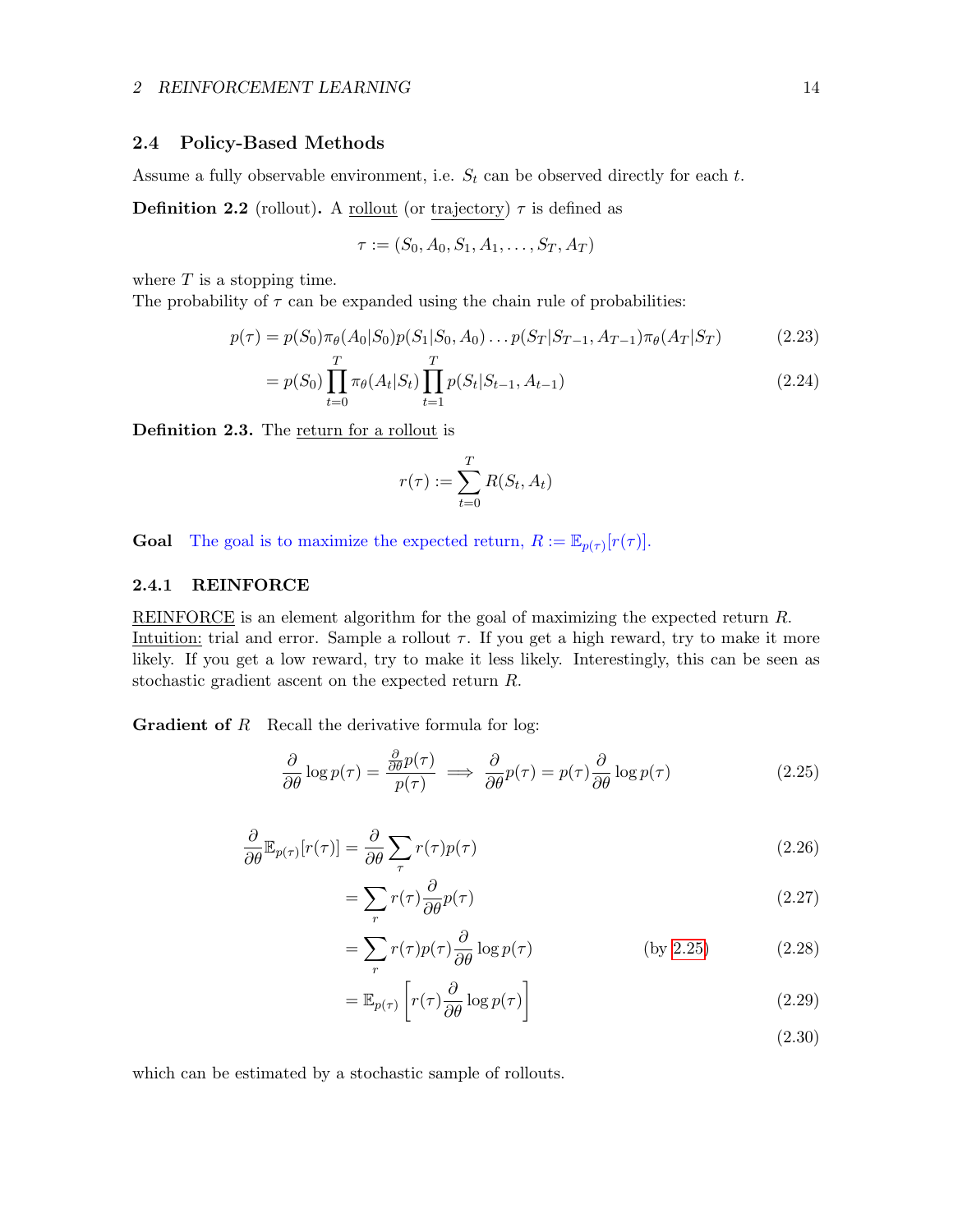### 2.4 Policy-Based Methods

Assume a fully observable environment, i.e. $S_t$ can be observed directly for each $t$.

**Definition 2.2** (rollout)**.** A rollout (or trajectory) $\tau$ is defined as

$$\tau := (S_0, A_0, S_1, A_1, \ldots, S_T, A_T)$$

where $T$ is a stopping time.
The probability of $\tau$ can be expanded using the chain rule of probabilities:

$$p(\tau) = p(S_0)\pi_\theta(A_0|S_0)p(S_1|S_0, A_0)\ldots p(S_T|S_{T-1}, A_{T-1})\pi_\theta(A_T|S_T) \tag{2.23}$$

$$= p(S_0)\prod_{t=0}^{T}\pi_\theta(A_t|S_t)\prod_{t=1}^{T}p(S_t|S_{t-1}, A_{t-1}) \tag{2.24}$$

**Definition 2.3.** The return for a rollout is

$$r(\tau) := \sum_{t=0}^{T} R(S_t, A_t)$$

**Goal** The goal is to maximize the expected return, $R := \mathbb{E}_{p(\tau)}[r(\tau)]$.

#### 2.4.1 REINFORCE

REINFORCE is an element algorithm for the goal of maximizing the expected return $R$.
Intuition: trial and error. Sample a rollout $\tau$. If you get a high reward, try to make it more likely. If you get a low reward, try to make it less likely. Interestingly, this can be seen as stochastic gradient ascent on the expected return $R$.

**Gradient of $R$** Recall the derivative formula for log:

$$\frac{\partial}{\partial\theta}\log p(\tau) = \frac{\frac{\partial}{\partial\theta}p(\tau)}{p(\tau)} \implies \frac{\partial}{\partial\theta}p(\tau) = p(\tau)\frac{\partial}{\partial\theta}\log p(\tau) \tag{2.25}$$

$$\frac{\partial}{\partial\theta}\mathbb{E}_{p(\tau)}[r(\tau)] = \frac{\partial}{\partial\theta}\sum_{\tau} r(\tau)p(\tau) \tag{2.26}$$

$$= \sum_{r} r(\tau)\frac{\partial}{\partial\theta}p(\tau) \tag{2.27}$$

$$= \sum_{r} r(\tau)p(\tau)\frac{\partial}{\partial\theta}\log p(\tau) \qquad \text{(by 2.25)} \tag{2.28}$$

$$= \mathbb{E}_{p(\tau)}\left[r(\tau)\frac{\partial}{\partial\theta}\log p(\tau)\right] \tag{2.29}$$

$$\tag{2.30}$$

which can be estimated by a stochastic sample of rollouts.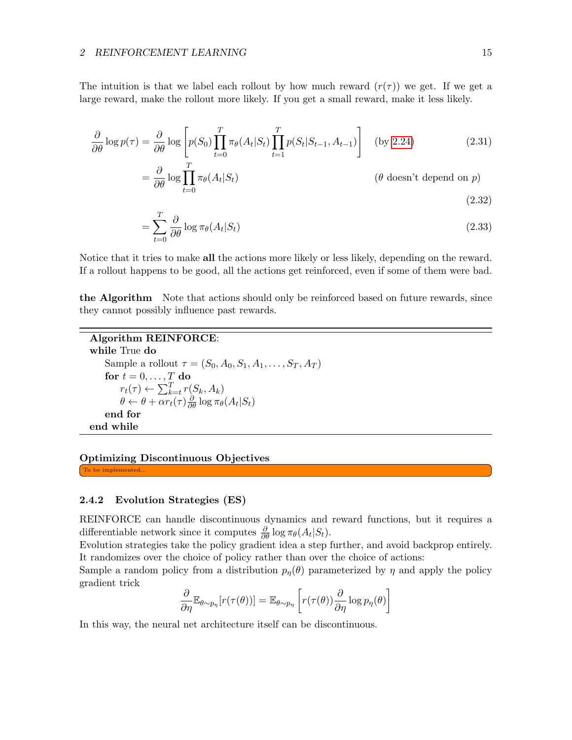The intuition is that we label each rollout by how much reward ($r(\tau)$) we get. If we get a large reward, make the rollout more likely. If you get a small reward, make it less likely.

$$\frac{\partial}{\partial\theta}\log p(\tau) = \frac{\partial}{\partial\theta}\log\left[p(S_0)\prod_{t=0}^{T}\pi_\theta(A_t|S_t)\prod_{t=1}^{T}p(S_t|S_{t-1},A_{t-1})\right] \quad \text{(by 2.24)} \tag{2.31}$$

$$= \frac{\partial}{\partial\theta}\log\prod_{t=0}^{T}\pi_\theta(A_t|S_t) \quad (\theta \text{ doesn't depend on } p) \tag{2.32}$$

$$= \sum_{t=0}^{T}\frac{\partial}{\partial\theta}\log\pi_\theta(A_t|S_t) \tag{2.33}$$

Notice that it tries to make **all** the actions more likely or less likely, depending on the reward. If a rollout happens to be good, all the actions get reinforced, even if some of them were bad.

**the Algorithm** Note that actions should only be reinforced based on future rewards, since they cannot possibly influence past rewards.

---

**Algorithm REINFORCE**:
**while** True **do**
  Sample a rollout $\tau = (S_0, A_0, S_1, A_1, \ldots, S_T, A_T)$
  **for** $t = 0, \ldots, T$ **do**
    $r_t(\tau) \leftarrow \sum_{k=t}^{T} r(S_k, A_k)$
    $\theta \leftarrow \theta + \alpha r_t(\tau)\frac{\partial}{\partial\theta}\log\pi_\theta(A_t|S_t)$
  **end for**
**end while**

---

**Optimizing Discontinuous Objectives**

To be implemented...

### 2.4.2 Evolution Strategies (ES)

REINFORCE can handle discontinuous dynamics and reward functions, but it requires a differentiable network since it computes $\frac{\partial}{\partial\theta}\log\pi_\theta(A_t|S_t)$.
Evolution strategies take the policy gradient idea a step further, and avoid backprop entirely. It randomizes over the choice of policy rather than over the choice of actions:
Sample a random policy from a distribution $p_\eta(\theta)$ parameterized by $\eta$ and apply the policy gradient trick

$$\frac{\partial}{\partial\eta}\mathbb{E}_{\theta\sim p_\eta}[r(\tau(\theta))] = \mathbb{E}_{\theta\sim p_\eta}\left[r(\tau(\theta))\frac{\partial}{\partial\eta}\log p_\eta(\theta)\right]$$

In this way, the neural net architecture itself can be discontinuous.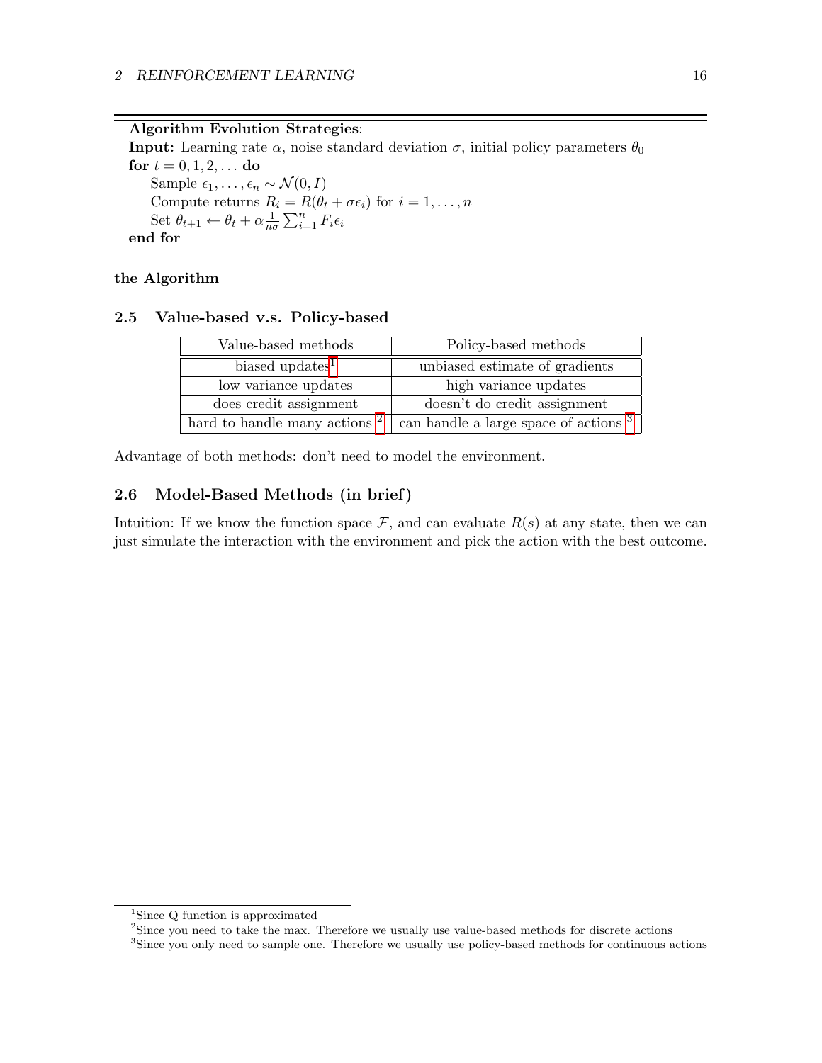**Algorithm Evolution Strategies**:

**Input:** Learning rate $\alpha$, noise standard deviation $\sigma$, initial policy parameters $\theta_0$

**for** $t = 0, 1, 2, \ldots$ **do**

  Sample $\epsilon_1, \ldots, \epsilon_n \sim \mathcal{N}(0, I)$

  Compute returns $R_i = R(\theta_t + \sigma\epsilon_i)$ for $i = 1, \ldots, n$

  Set $\theta_{t+1} \leftarrow \theta_t + \alpha \frac{1}{n\sigma} \sum_{i=1}^{n} F_i \epsilon_i$

**end for**

**the Algorithm**

## 2.5 Value-based v.s. Policy-based

| Value-based methods | Policy-based methods |
|---|---|
| biased updates[1] | unbiased estimate of gradients |
| low variance updates | high variance updates |
| does credit assignment | doesn't do credit assignment |
| hard to handle many actions [2] | can handle a large space of actions [3] |

Advantage of both methods: don't need to model the environment.

## 2.6 Model-Based Methods (in brief)

Intuition: If we know the function space $\mathcal{F}$, and can evaluate $R(s)$ at any state, then we can just simulate the interaction with the environment and pick the action with the best outcome.

---

[1] Since Q function is approximated

[2] Since you need to take the max. Therefore we usually use value-based methods for discrete actions

[3] Since you only need to sample one. Therefore we usually use policy-based methods for continuous actions